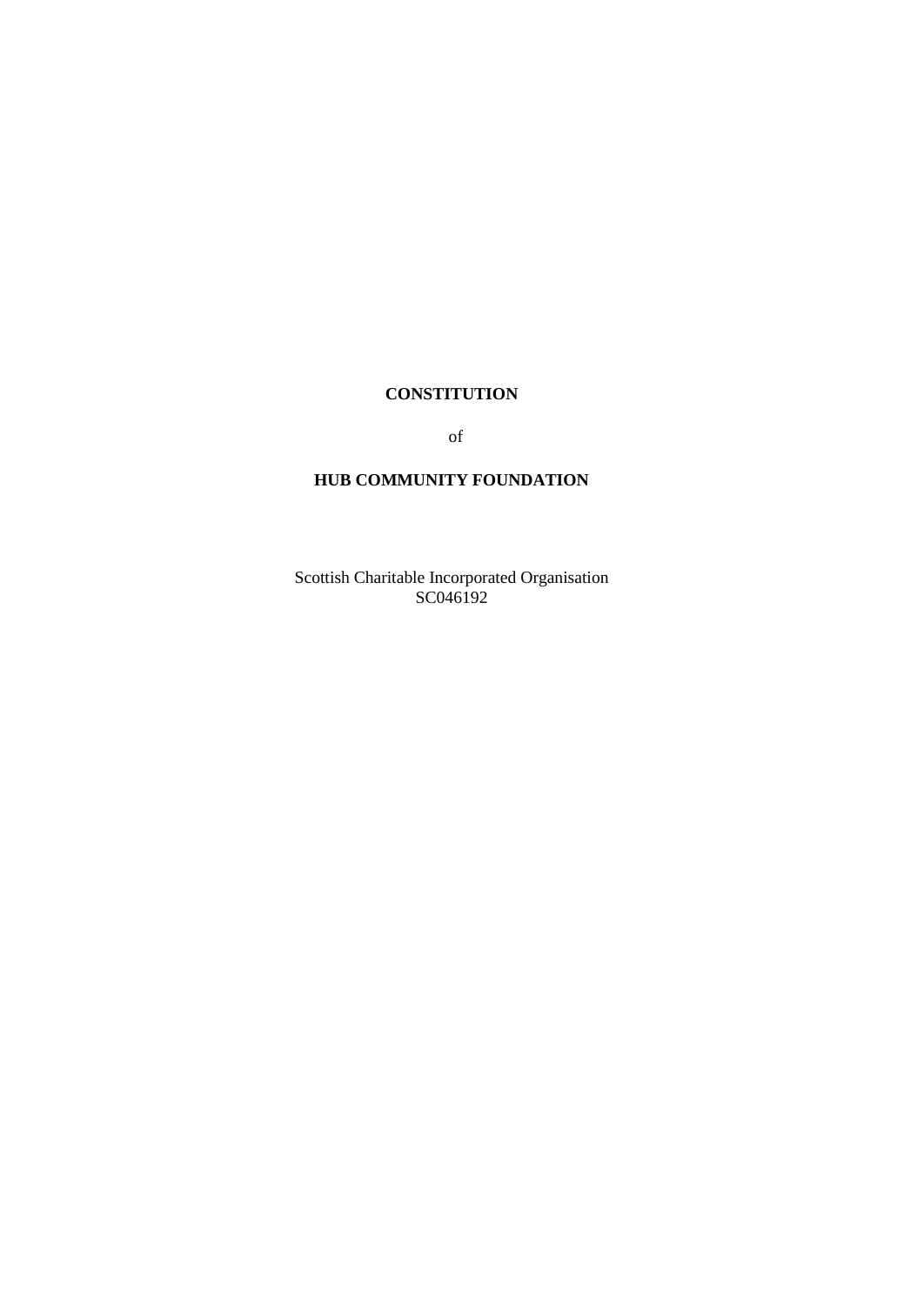**CONSTITUTION**

of

**HUB COMMUNITY FOUNDATION**

Scottish Charitable Incorporated Organisation
SC046192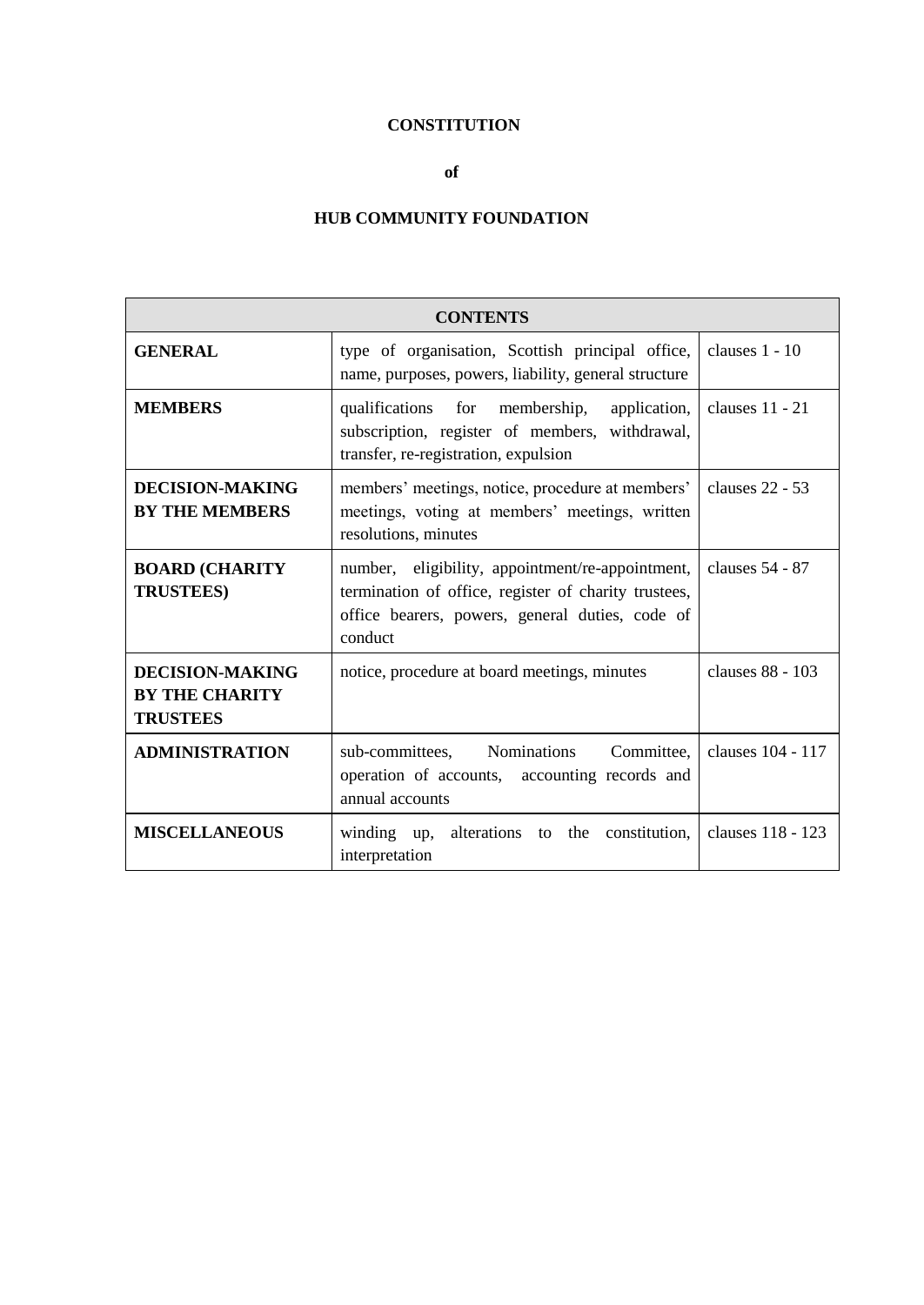**CONSTITUTION**

**of**

**HUB COMMUNITY FOUNDATION**

| CONTENTS | | |
|---|---|---|
| **GENERAL** | type of organisation, Scottish principal office, name, purposes, powers, liability, general structure | clauses 1 - 10 |
| **MEMBERS** | qualifications for membership, application, subscription, register of members, withdrawal, transfer, re-registration, expulsion | clauses 11 - 21 |
| **DECISION-MAKING BY THE MEMBERS** | members' meetings, notice, procedure at members' meetings, voting at members' meetings, written resolutions, minutes | clauses 22 - 53 |
| **BOARD (CHARITY TRUSTEES)** | number, eligibility, appointment/re-appointment, termination of office, register of charity trustees, office bearers, powers, general duties, code of conduct | clauses 54 - 87 |
| **DECISION-MAKING BY THE CHARITY TRUSTEES** | notice, procedure at board meetings, minutes | clauses 88 - 103 |
| **ADMINISTRATION** | sub-committees, Nominations Committee, operation of accounts, accounting records and annual accounts | clauses 104 - 117 |
| **MISCELLANEOUS** | winding up, alterations to the constitution, interpretation | clauses 118 - 123 |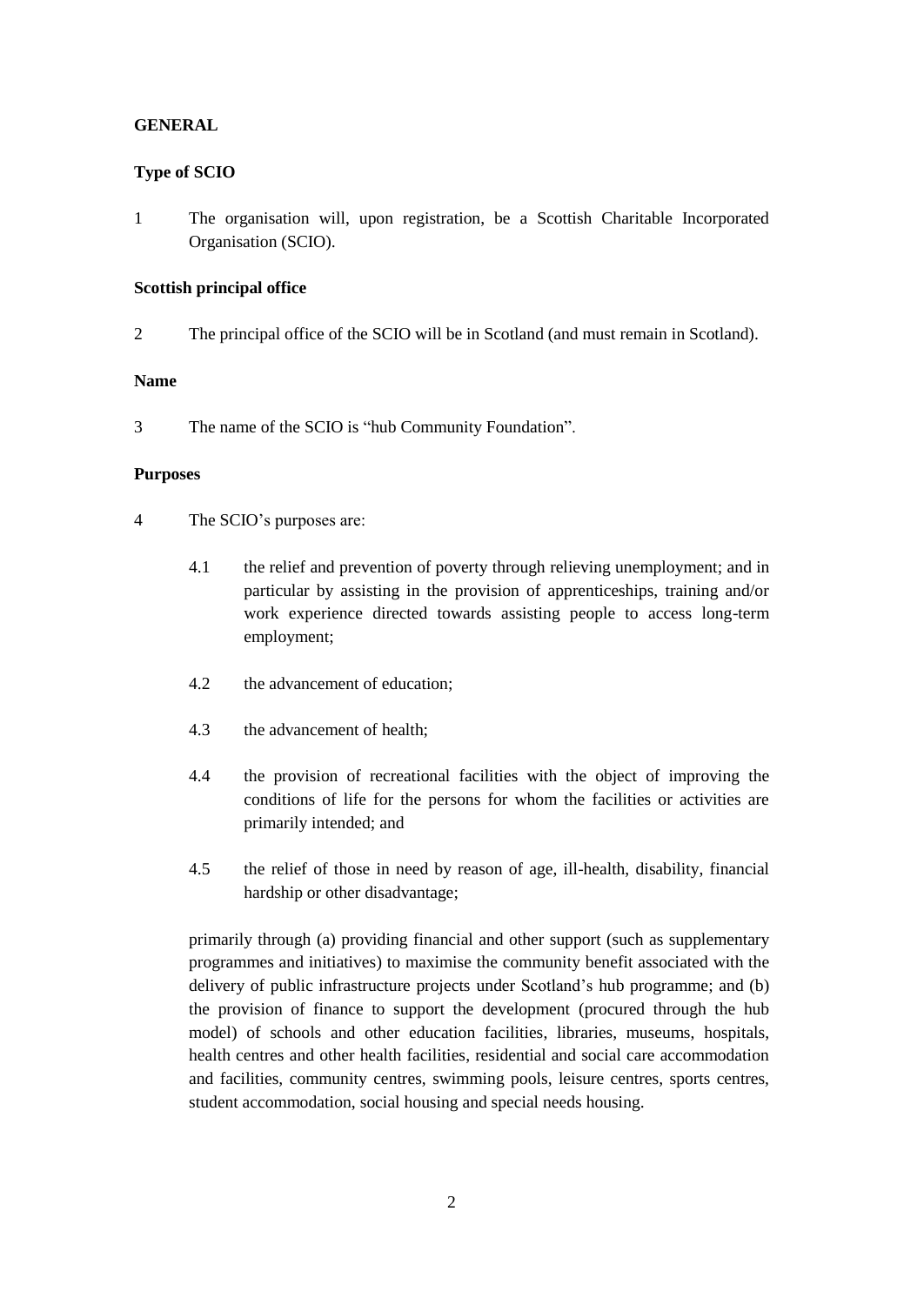## GENERAL

### Type of SCIO

1 The organisation will, upon registration, be a Scottish Charitable Incorporated Organisation (SCIO).

### Scottish principal office

2 The principal office of the SCIO will be in Scotland (and must remain in Scotland).

### Name

3 The name of the SCIO is "hub Community Foundation".

### Purposes

4 The SCIO's purposes are:

4.1 the relief and prevention of poverty through relieving unemployment; and in particular by assisting in the provision of apprenticeships, training and/or work experience directed towards assisting people to access long-term employment;

4.2 the advancement of education;

4.3 the advancement of health;

4.4 the provision of recreational facilities with the object of improving the conditions of life for the persons for whom the facilities or activities are primarily intended; and

4.5 the relief of those in need by reason of age, ill-health, disability, financial hardship or other disadvantage;

primarily through (a) providing financial and other support (such as supplementary programmes and initiatives) to maximise the community benefit associated with the delivery of public infrastructure projects under Scotland's hub programme; and (b) the provision of finance to support the development (procured through the hub model) of schools and other education facilities, libraries, museums, hospitals, health centres and other health facilities, residential and social care accommodation and facilities, community centres, swimming pools, leisure centres, sports centres, student accommodation, social housing and special needs housing.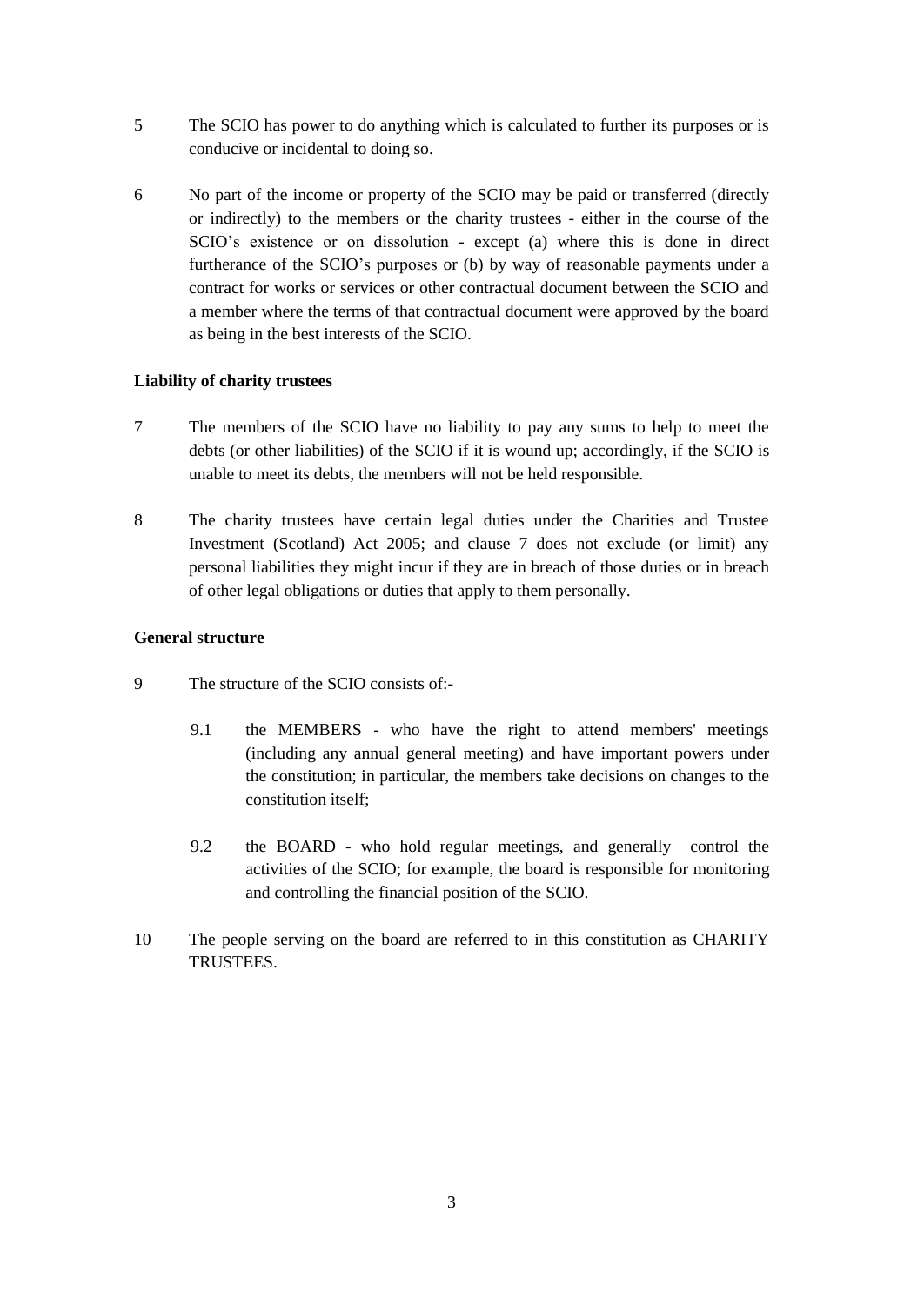5 The SCIO has power to do anything which is calculated to further its purposes or is conducive or incidental to doing so.

6 No part of the income or property of the SCIO may be paid or transferred (directly or indirectly) to the members or the charity trustees - either in the course of the SCIO's existence or on dissolution - except (a) where this is done in direct furtherance of the SCIO's purposes or (b) by way of reasonable payments under a contract for works or services or other contractual document between the SCIO and a member where the terms of that contractual document were approved by the board as being in the best interests of the SCIO.

**Liability of charity trustees**

7 The members of the SCIO have no liability to pay any sums to help to meet the debts (or other liabilities) of the SCIO if it is wound up; accordingly, if the SCIO is unable to meet its debts, the members will not be held responsible.

8 The charity trustees have certain legal duties under the Charities and Trustee Investment (Scotland) Act 2005; and clause 7 does not exclude (or limit) any personal liabilities they might incur if they are in breach of those duties or in breach of other legal obligations or duties that apply to them personally.

**General structure**

9 The structure of the SCIO consists of:-

9.1 the MEMBERS - who have the right to attend members' meetings (including any annual general meeting) and have important powers under the constitution; in particular, the members take decisions on changes to the constitution itself;

9.2 the BOARD - who hold regular meetings, and generally control the activities of the SCIO; for example, the board is responsible for monitoring and controlling the financial position of the SCIO.

10 The people serving on the board are referred to in this constitution as CHARITY TRUSTEES.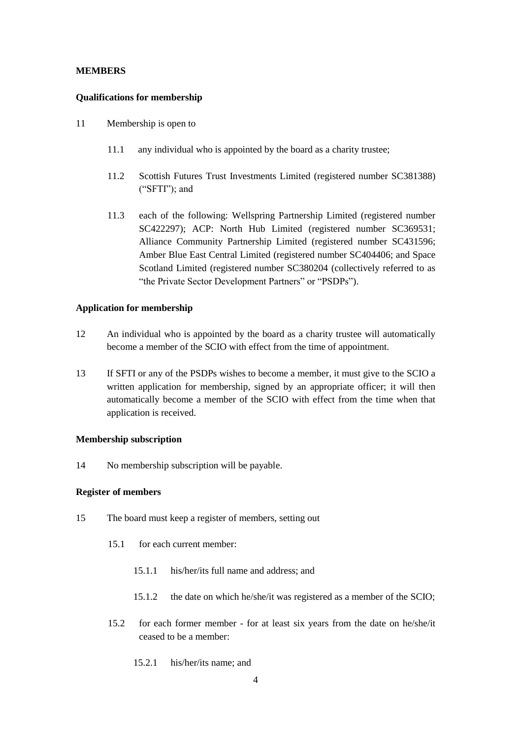**MEMBERS**

**Qualifications for membership**

11 Membership is open to

11.1 any individual who is appointed by the board as a charity trustee;

11.2 Scottish Futures Trust Investments Limited (registered number SC381388) ("SFTI"); and

11.3 each of the following: Wellspring Partnership Limited (registered number SC422297); ACP: North Hub Limited (registered number SC369531; Alliance Community Partnership Limited (registered number SC431596; Amber Blue East Central Limited (registered number SC404406; and Space Scotland Limited (registered number SC380204 (collectively referred to as "the Private Sector Development Partners" or "PSDPs").

**Application for membership**

12 An individual who is appointed by the board as a charity trustee will automatically become a member of the SCIO with effect from the time of appointment.

13 If SFTI or any of the PSDPs wishes to become a member, it must give to the SCIO a written application for membership, signed by an appropriate officer; it will then automatically become a member of the SCIO with effect from the time when that application is received.

**Membership subscription**

14 No membership subscription will be payable.

**Register of members**

15 The board must keep a register of members, setting out

15.1 for each current member:

15.1.1 his/her/its full name and address; and

15.1.2 the date on which he/she/it was registered as a member of the SCIO;

15.2 for each former member - for at least six years from the date on he/she/it ceased to be a member:

15.2.1 his/her/its name; and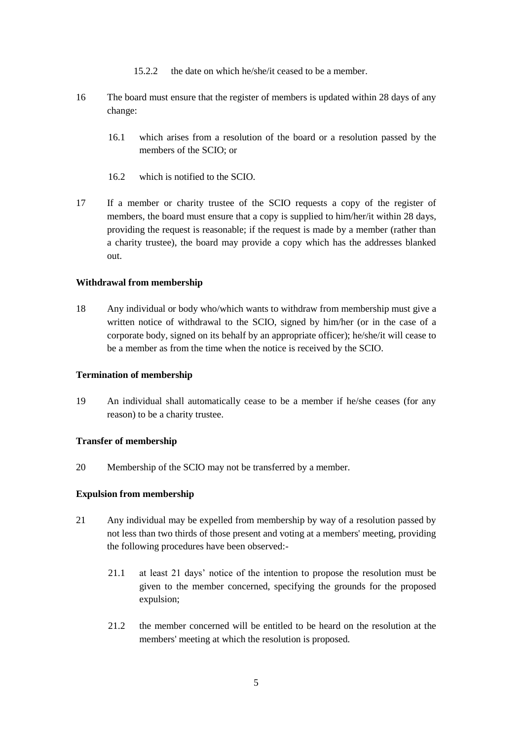15.2.2 the date on which he/she/it ceased to be a member.

16 The board must ensure that the register of members is updated within 28 days of any change:

16.1 which arises from a resolution of the board or a resolution passed by the members of the SCIO; or

16.2 which is notified to the SCIO.

17 If a member or charity trustee of the SCIO requests a copy of the register of members, the board must ensure that a copy is supplied to him/her/it within 28 days, providing the request is reasonable; if the request is made by a member (rather than a charity trustee), the board may provide a copy which has the addresses blanked out.

**Withdrawal from membership**

18 Any individual or body who/which wants to withdraw from membership must give a written notice of withdrawal to the SCIO, signed by him/her (or in the case of a corporate body, signed on its behalf by an appropriate officer); he/she/it will cease to be a member as from the time when the notice is received by the SCIO.

**Termination of membership**

19 An individual shall automatically cease to be a member if he/she ceases (for any reason) to be a charity trustee.

**Transfer of membership**

20 Membership of the SCIO may not be transferred by a member.

**Expulsion from membership**

21 Any individual may be expelled from membership by way of a resolution passed by not less than two thirds of those present and voting at a members' meeting, providing the following procedures have been observed:-

21.1 at least 21 days' notice of the intention to propose the resolution must be given to the member concerned, specifying the grounds for the proposed expulsion;

21.2 the member concerned will be entitled to be heard on the resolution at the members' meeting at which the resolution is proposed.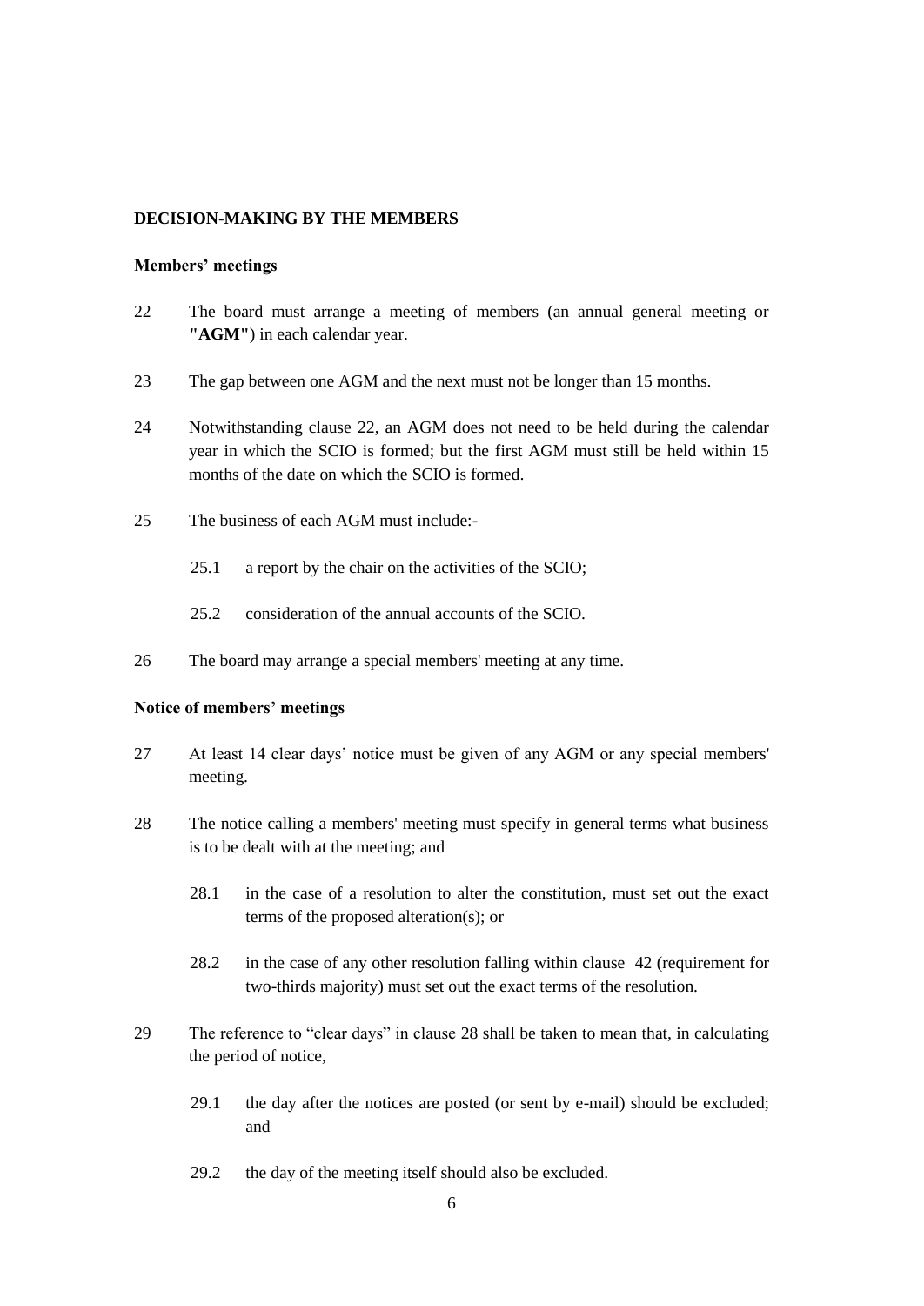## DECISION-MAKING BY THE MEMBERS

### Members' meetings

22 The board must arrange a meeting of members (an annual general meeting or **"AGM"**) in each calendar year.

23 The gap between one AGM and the next must not be longer than 15 months.

24 Notwithstanding clause 22, an AGM does not need to be held during the calendar year in which the SCIO is formed; but the first AGM must still be held within 15 months of the date on which the SCIO is formed.

25 The business of each AGM must include:-

- 25.1 a report by the chair on the activities of the SCIO;
- 25.2 consideration of the annual accounts of the SCIO.

26 The board may arrange a special members' meeting at any time.

### Notice of members' meetings

27 At least 14 clear days' notice must be given of any AGM or any special members' meeting.

28 The notice calling a members' meeting must specify in general terms what business is to be dealt with at the meeting; and

- 28.1 in the case of a resolution to alter the constitution, must set out the exact terms of the proposed alteration(s); or
- 28.2 in the case of any other resolution falling within clause 42 (requirement for two-thirds majority) must set out the exact terms of the resolution.

29 The reference to "clear days" in clause 28 shall be taken to mean that, in calculating the period of notice,

- 29.1 the day after the notices are posted (or sent by e-mail) should be excluded; and
- 29.2 the day of the meeting itself should also be excluded.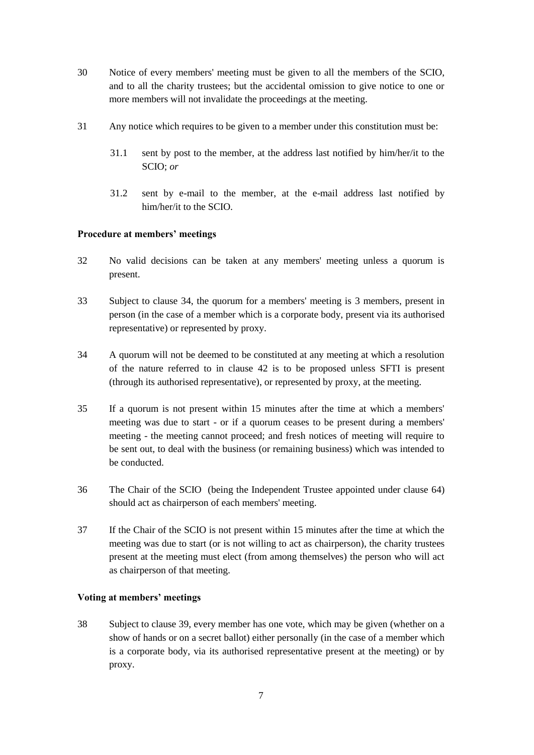30 Notice of every members' meeting must be given to all the members of the SCIO, and to all the charity trustees; but the accidental omission to give notice to one or more members will not invalidate the proceedings at the meeting.

31 Any notice which requires to be given to a member under this constitution must be:

31.1 sent by post to the member, at the address last notified by him/her/it to the SCIO; *or*

31.2 sent by e-mail to the member, at the e-mail address last notified by him/her/it to the SCIO.

**Procedure at members' meetings**

32 No valid decisions can be taken at any members' meeting unless a quorum is present.

33 Subject to clause 34, the quorum for a members' meeting is 3 members, present in person (in the case of a member which is a corporate body, present via its authorised representative) or represented by proxy.

34 A quorum will not be deemed to be constituted at any meeting at which a resolution of the nature referred to in clause 42 is to be proposed unless SFTI is present (through its authorised representative), or represented by proxy, at the meeting.

35 If a quorum is not present within 15 minutes after the time at which a members' meeting was due to start - or if a quorum ceases to be present during a members' meeting - the meeting cannot proceed; and fresh notices of meeting will require to be sent out, to deal with the business (or remaining business) which was intended to be conducted.

36 The Chair of the SCIO (being the Independent Trustee appointed under clause 64) should act as chairperson of each members' meeting.

37 If the Chair of the SCIO is not present within 15 minutes after the time at which the meeting was due to start (or is not willing to act as chairperson), the charity trustees present at the meeting must elect (from among themselves) the person who will act as chairperson of that meeting.

**Voting at members' meetings**

38 Subject to clause 39, every member has one vote, which may be given (whether on a show of hands or on a secret ballot) either personally (in the case of a member which is a corporate body, via its authorised representative present at the meeting) or by proxy.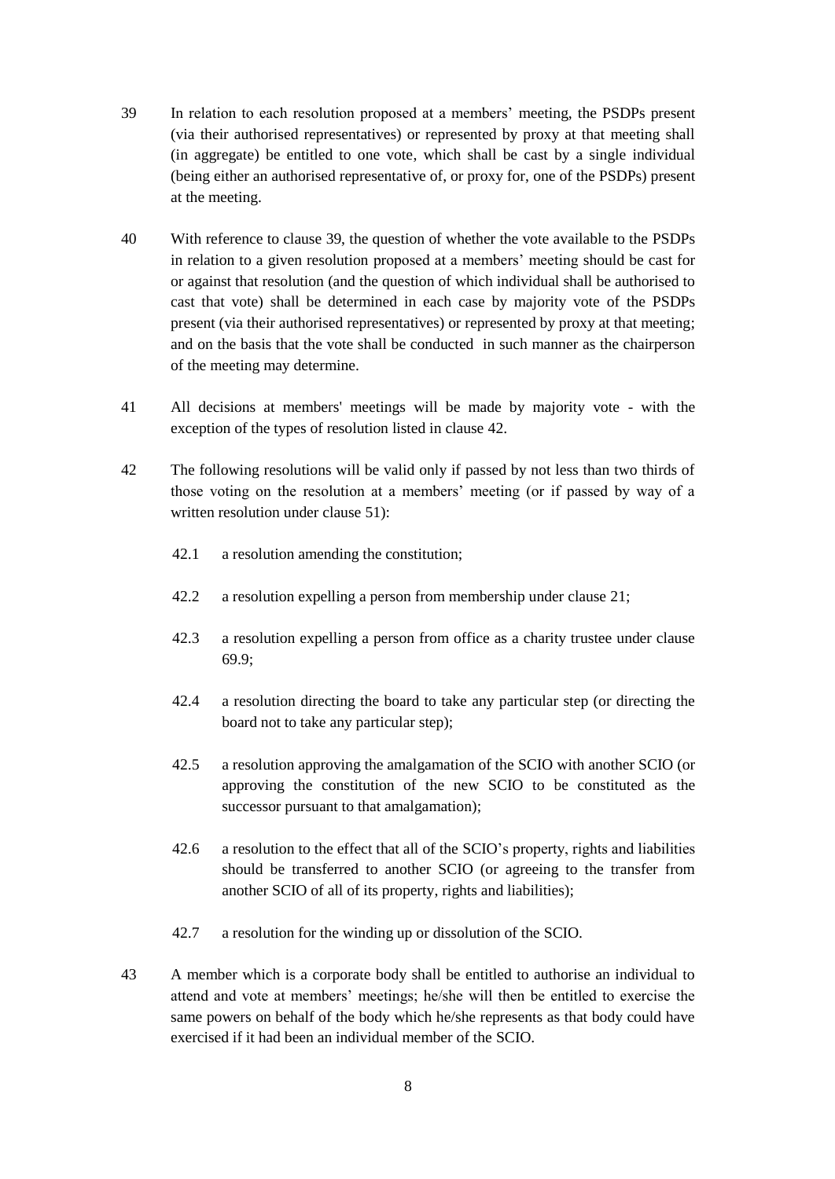39 In relation to each resolution proposed at a members' meeting, the PSDPs present (via their authorised representatives) or represented by proxy at that meeting shall (in aggregate) be entitled to one vote, which shall be cast by a single individual (being either an authorised representative of, or proxy for, one of the PSDPs) present at the meeting.

40 With reference to clause 39, the question of whether the vote available to the PSDPs in relation to a given resolution proposed at a members' meeting should be cast for or against that resolution (and the question of which individual shall be authorised to cast that vote) shall be determined in each case by majority vote of the PSDPs present (via their authorised representatives) or represented by proxy at that meeting; and on the basis that the vote shall be conducted in such manner as the chairperson of the meeting may determine.

41 All decisions at members' meetings will be made by majority vote - with the exception of the types of resolution listed in clause 42.

42 The following resolutions will be valid only if passed by not less than two thirds of those voting on the resolution at a members' meeting (or if passed by way of a written resolution under clause 51):

42.1 a resolution amending the constitution;

42.2 a resolution expelling a person from membership under clause 21;

42.3 a resolution expelling a person from office as a charity trustee under clause 69.9;

42.4 a resolution directing the board to take any particular step (or directing the board not to take any particular step);

42.5 a resolution approving the amalgamation of the SCIO with another SCIO (or approving the constitution of the new SCIO to be constituted as the successor pursuant to that amalgamation);

42.6 a resolution to the effect that all of the SCIO's property, rights and liabilities should be transferred to another SCIO (or agreeing to the transfer from another SCIO of all of its property, rights and liabilities);

42.7 a resolution for the winding up or dissolution of the SCIO.

43 A member which is a corporate body shall be entitled to authorise an individual to attend and vote at members' meetings; he/she will then be entitled to exercise the same powers on behalf of the body which he/she represents as that body could have exercised if it had been an individual member of the SCIO.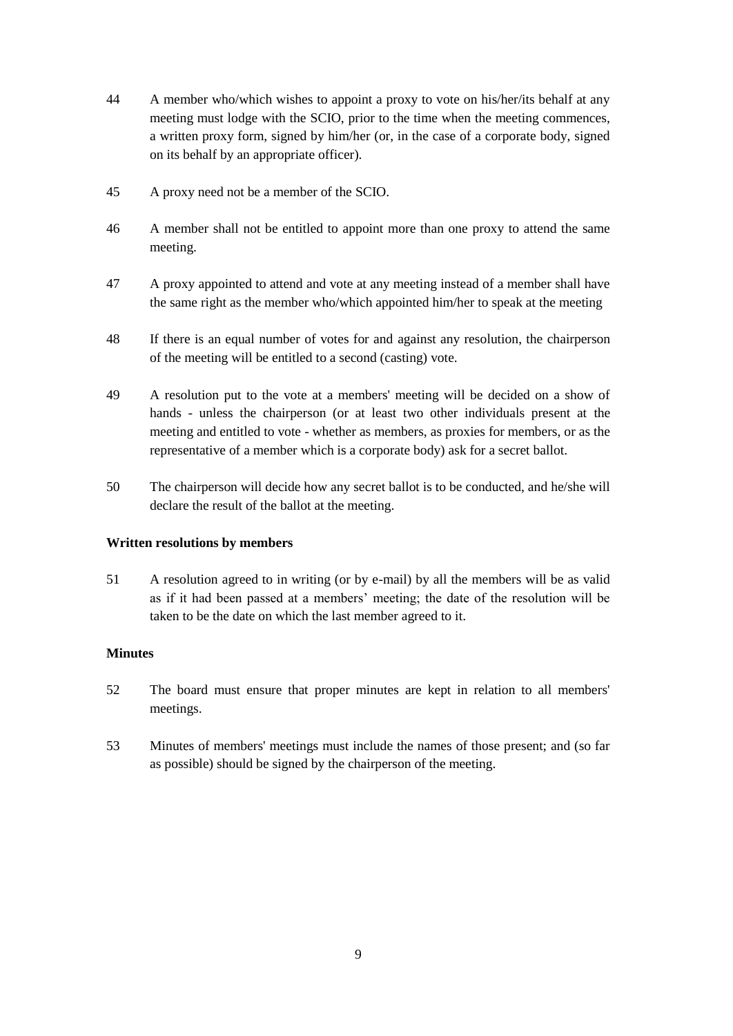44 A member who/which wishes to appoint a proxy to vote on his/her/its behalf at any meeting must lodge with the SCIO, prior to the time when the meeting commences, a written proxy form, signed by him/her (or, in the case of a corporate body, signed on its behalf by an appropriate officer).

45 A proxy need not be a member of the SCIO.

46 A member shall not be entitled to appoint more than one proxy to attend the same meeting.

47 A proxy appointed to attend and vote at any meeting instead of a member shall have the same right as the member who/which appointed him/her to speak at the meeting

48 If there is an equal number of votes for and against any resolution, the chairperson of the meeting will be entitled to a second (casting) vote.

49 A resolution put to the vote at a members' meeting will be decided on a show of hands - unless the chairperson (or at least two other individuals present at the meeting and entitled to vote - whether as members, as proxies for members, or as the representative of a member which is a corporate body) ask for a secret ballot.

50 The chairperson will decide how any secret ballot is to be conducted, and he/she will declare the result of the ballot at the meeting.

**Written resolutions by members**

51 A resolution agreed to in writing (or by e-mail) by all the members will be as valid as if it had been passed at a members' meeting; the date of the resolution will be taken to be the date on which the last member agreed to it.

**Minutes**

52 The board must ensure that proper minutes are kept in relation to all members' meetings.

53 Minutes of members' meetings must include the names of those present; and (so far as possible) should be signed by the chairperson of the meeting.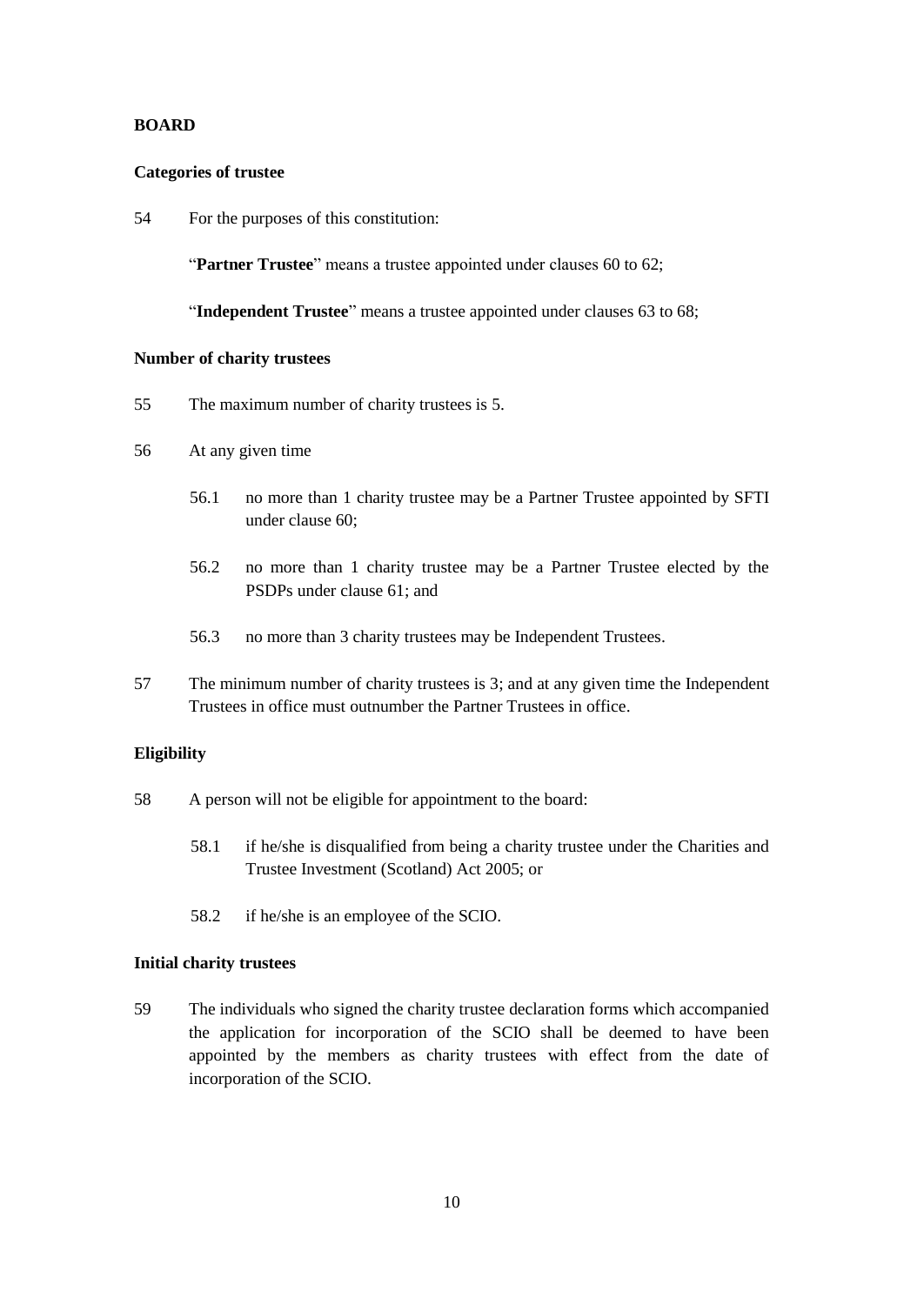## BOARD

### Categories of trustee

54 For the purposes of this constitution:

"**Partner Trustee**" means a trustee appointed under clauses 60 to 62;

"**Independent Trustee**" means a trustee appointed under clauses 63 to 68;

### Number of charity trustees

55 The maximum number of charity trustees is 5.

56 At any given time

56.1 no more than 1 charity trustee may be a Partner Trustee appointed by SFTI under clause 60;

56.2 no more than 1 charity trustee may be a Partner Trustee elected by the PSDPs under clause 61; and

56.3 no more than 3 charity trustees may be Independent Trustees.

57 The minimum number of charity trustees is 3; and at any given time the Independent Trustees in office must outnumber the Partner Trustees in office.

### Eligibility

58 A person will not be eligible for appointment to the board:

58.1 if he/she is disqualified from being a charity trustee under the Charities and Trustee Investment (Scotland) Act 2005; or

58.2 if he/she is an employee of the SCIO.

### Initial charity trustees

59 The individuals who signed the charity trustee declaration forms which accompanied the application for incorporation of the SCIO shall be deemed to have been appointed by the members as charity trustees with effect from the date of incorporation of the SCIO.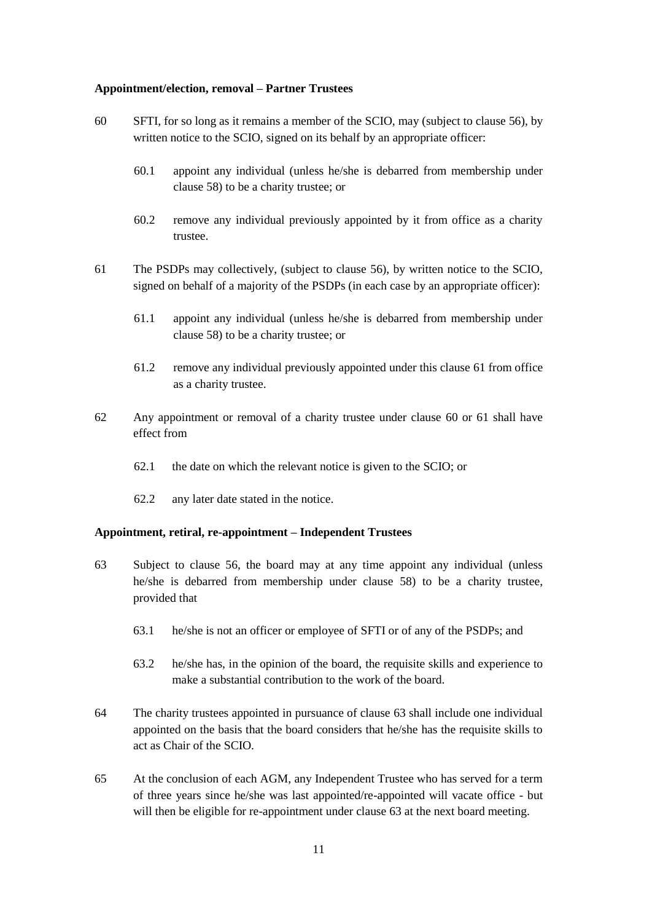**Appointment/election, removal – Partner Trustees**

60 SFTI, for so long as it remains a member of the SCIO, may (subject to clause 56), by written notice to the SCIO, signed on its behalf by an appropriate officer:

  60.1 appoint any individual (unless he/she is debarred from membership under clause 58) to be a charity trustee; or

  60.2 remove any individual previously appointed by it from office as a charity trustee.

61 The PSDPs may collectively, (subject to clause 56), by written notice to the SCIO, signed on behalf of a majority of the PSDPs (in each case by an appropriate officer):

  61.1 appoint any individual (unless he/she is debarred from membership under clause 58) to be a charity trustee; or

  61.2 remove any individual previously appointed under this clause 61 from office as a charity trustee.

62 Any appointment or removal of a charity trustee under clause 60 or 61 shall have effect from

  62.1 the date on which the relevant notice is given to the SCIO; or

  62.2 any later date stated in the notice.

**Appointment, retiral, re-appointment – Independent Trustees**

63 Subject to clause 56, the board may at any time appoint any individual (unless he/she is debarred from membership under clause 58) to be a charity trustee, provided that

  63.1 he/she is not an officer or employee of SFTI or of any of the PSDPs; and

  63.2 he/she has, in the opinion of the board, the requisite skills and experience to make a substantial contribution to the work of the board.

64 The charity trustees appointed in pursuance of clause 63 shall include one individual appointed on the basis that the board considers that he/she has the requisite skills to act as Chair of the SCIO.

65 At the conclusion of each AGM, any Independent Trustee who has served for a term of three years since he/she was last appointed/re-appointed will vacate office - but will then be eligible for re-appointment under clause 63 at the next board meeting.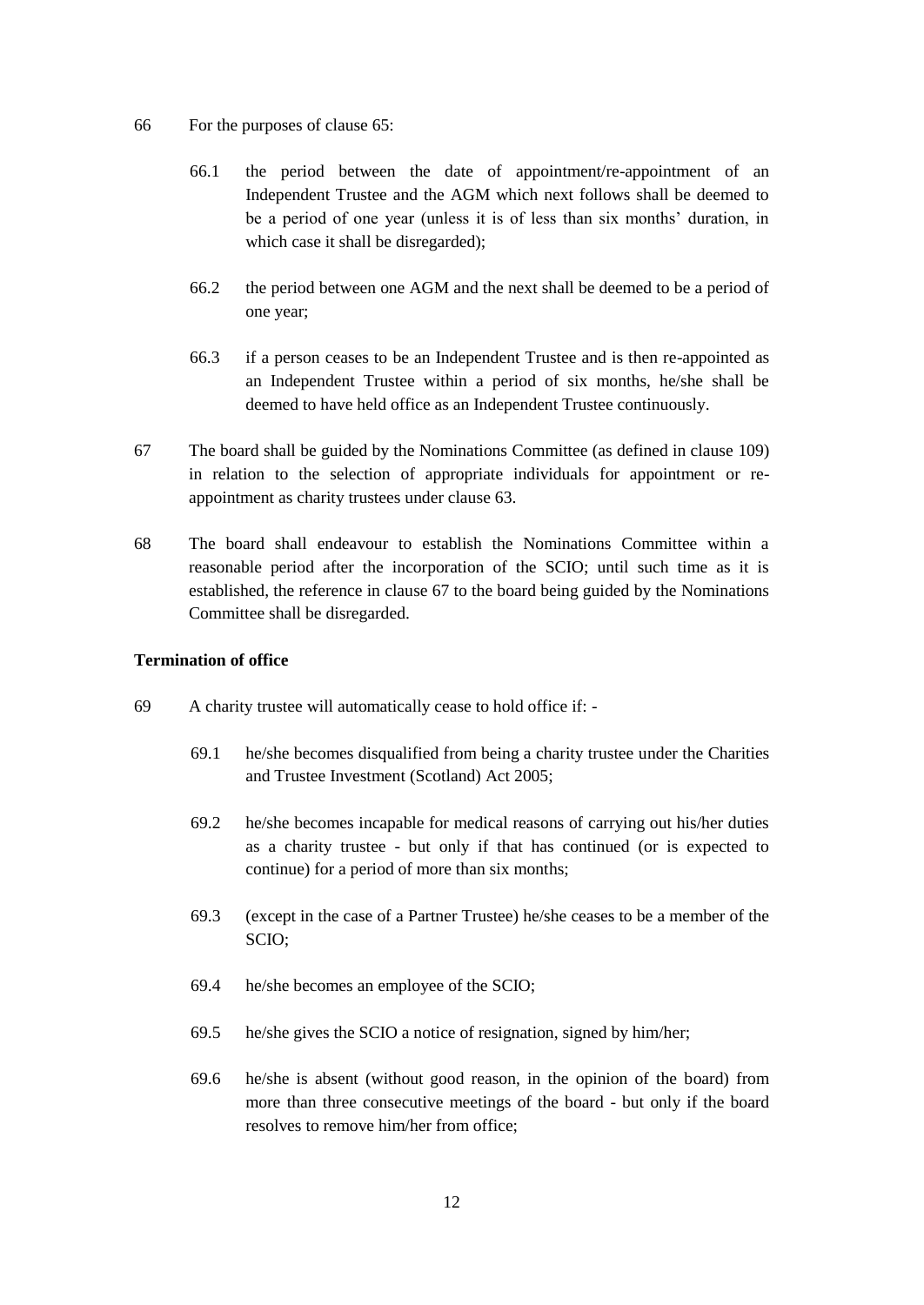66 For the purposes of clause 65:

66.1 the period between the date of appointment/re-appointment of an Independent Trustee and the AGM which next follows shall be deemed to be a period of one year (unless it is of less than six months' duration, in which case it shall be disregarded);

66.2 the period between one AGM and the next shall be deemed to be a period of one year;

66.3 if a person ceases to be an Independent Trustee and is then re-appointed as an Independent Trustee within a period of six months, he/she shall be deemed to have held office as an Independent Trustee continuously.

67 The board shall be guided by the Nominations Committee (as defined in clause 109) in relation to the selection of appropriate individuals for appointment or re-appointment as charity trustees under clause 63.

68 The board shall endeavour to establish the Nominations Committee within a reasonable period after the incorporation of the SCIO; until such time as it is established, the reference in clause 67 to the board being guided by the Nominations Committee shall be disregarded.

**Termination of office**

69 A charity trustee will automatically cease to hold office if: -

69.1 he/she becomes disqualified from being a charity trustee under the Charities and Trustee Investment (Scotland) Act 2005;

69.2 he/she becomes incapable for medical reasons of carrying out his/her duties as a charity trustee - but only if that has continued (or is expected to continue) for a period of more than six months;

69.3 (except in the case of a Partner Trustee) he/she ceases to be a member of the SCIO;

69.4 he/she becomes an employee of the SCIO;

69.5 he/she gives the SCIO a notice of resignation, signed by him/her;

69.6 he/she is absent (without good reason, in the opinion of the board) from more than three consecutive meetings of the board - but only if the board resolves to remove him/her from office;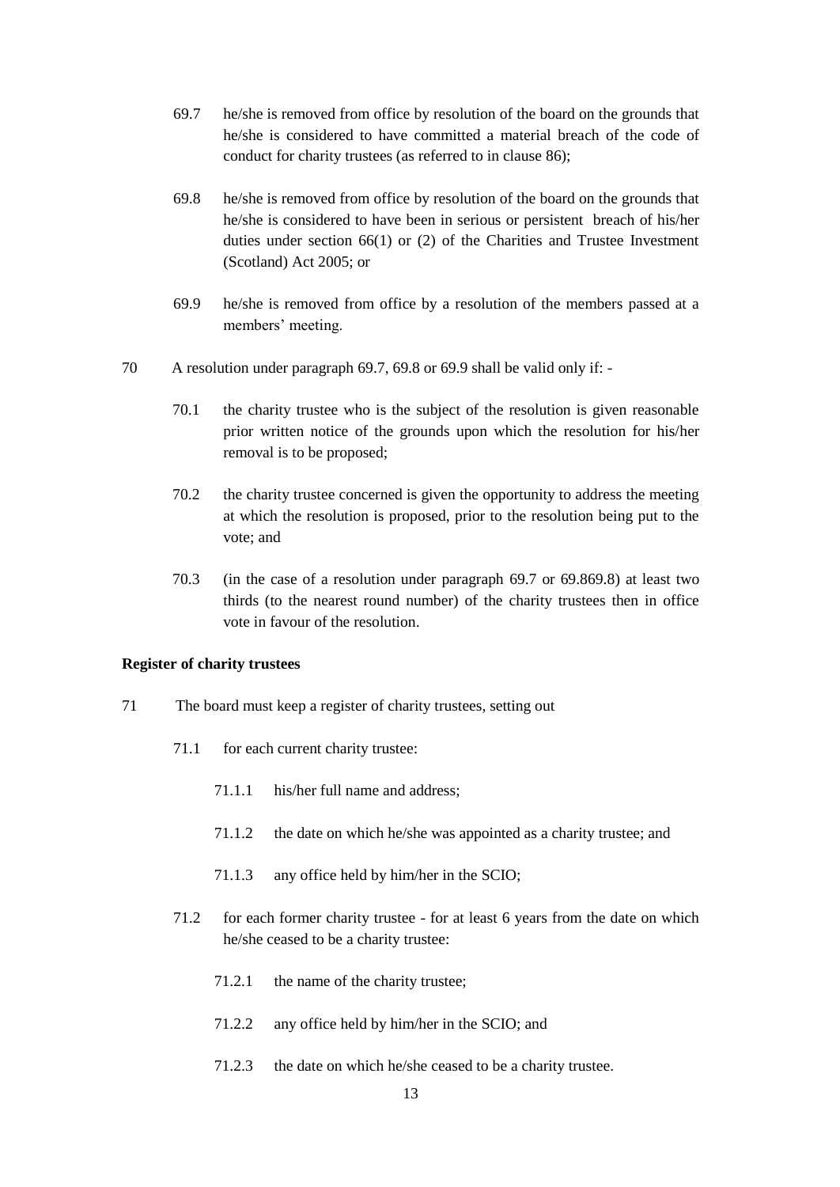69.7 he/she is removed from office by resolution of the board on the grounds that he/she is considered to have committed a material breach of the code of conduct for charity trustees (as referred to in clause 86);

69.8 he/she is removed from office by resolution of the board on the grounds that he/she is considered to have been in serious or persistent breach of his/her duties under section 66(1) or (2) of the Charities and Trustee Investment (Scotland) Act 2005; or

69.9 he/she is removed from office by a resolution of the members passed at a members' meeting.

70 A resolution under paragraph 69.7, 69.8 or 69.9 shall be valid only if: -

70.1 the charity trustee who is the subject of the resolution is given reasonable prior written notice of the grounds upon which the resolution for his/her removal is to be proposed;

70.2 the charity trustee concerned is given the opportunity to address the meeting at which the resolution is proposed, prior to the resolution being put to the vote; and

70.3 (in the case of a resolution under paragraph 69.7 or 69.869.8) at least two thirds (to the nearest round number) of the charity trustees then in office vote in favour of the resolution.

**Register of charity trustees**

71 The board must keep a register of charity trustees, setting out

71.1 for each current charity trustee:

71.1.1 his/her full name and address;

71.1.2 the date on which he/she was appointed as a charity trustee; and

71.1.3 any office held by him/her in the SCIO;

71.2 for each former charity trustee - for at least 6 years from the date on which he/she ceased to be a charity trustee:

71.2.1 the name of the charity trustee;

71.2.2 any office held by him/her in the SCIO; and

71.2.3 the date on which he/she ceased to be a charity trustee.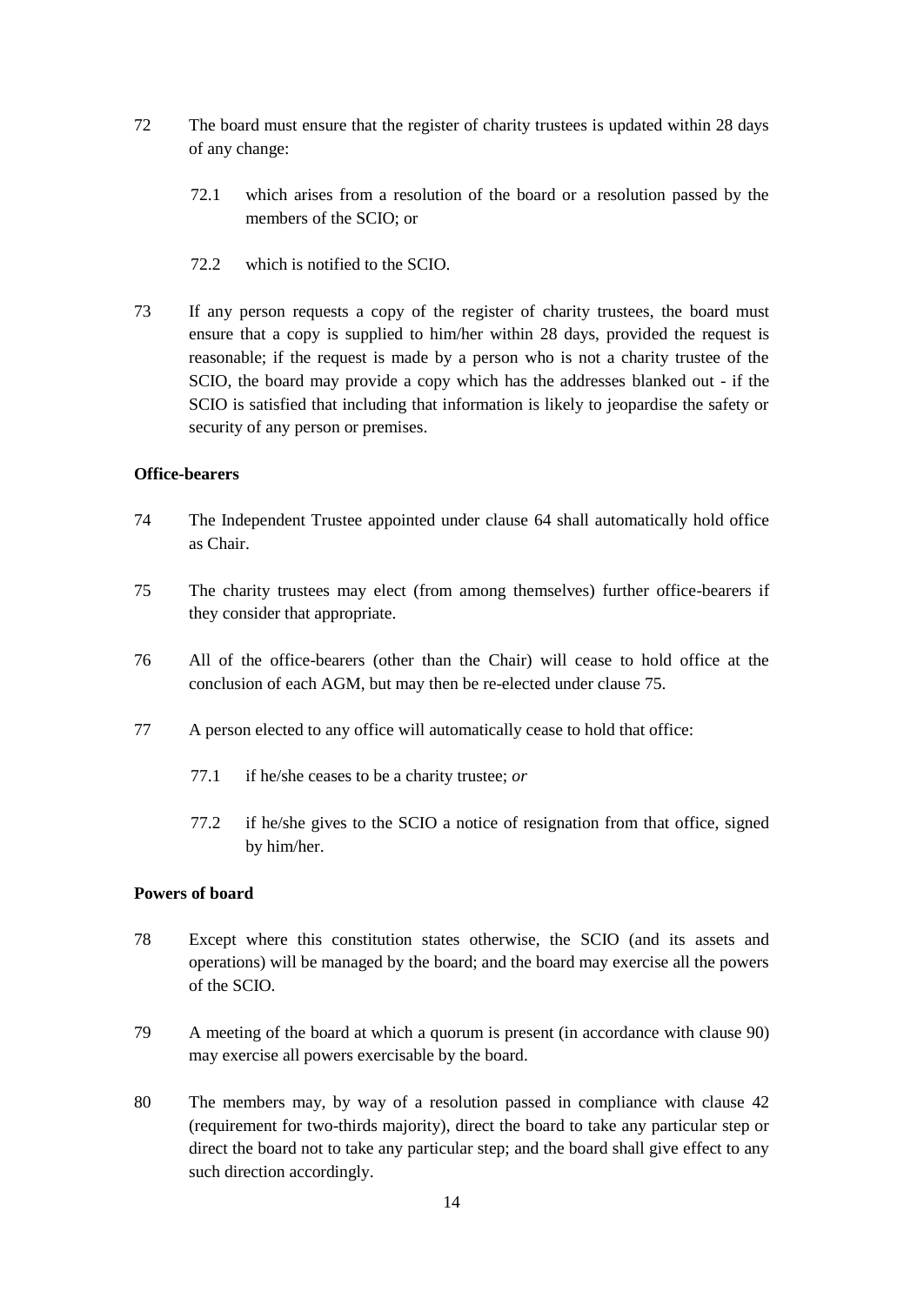72 The board must ensure that the register of charity trustees is updated within 28 days of any change:

 72.1 which arises from a resolution of the board or a resolution passed by the members of the SCIO; or

 72.2 which is notified to the SCIO.

73 If any person requests a copy of the register of charity trustees, the board must ensure that a copy is supplied to him/her within 28 days, provided the request is reasonable; if the request is made by a person who is not a charity trustee of the SCIO, the board may provide a copy which has the addresses blanked out - if the SCIO is satisfied that including that information is likely to jeopardise the safety or security of any person or premises.

**Office-bearers**

74 The Independent Trustee appointed under clause 64 shall automatically hold office as Chair.

75 The charity trustees may elect (from among themselves) further office-bearers if they consider that appropriate.

76 All of the office-bearers (other than the Chair) will cease to hold office at the conclusion of each AGM, but may then be re-elected under clause 75.

77 A person elected to any office will automatically cease to hold that office:

 77.1 if he/she ceases to be a charity trustee; *or*

 77.2 if he/she gives to the SCIO a notice of resignation from that office, signed by him/her.

**Powers of board**

78 Except where this constitution states otherwise, the SCIO (and its assets and operations) will be managed by the board; and the board may exercise all the powers of the SCIO.

79 A meeting of the board at which a quorum is present (in accordance with clause 90) may exercise all powers exercisable by the board.

80 The members may, by way of a resolution passed in compliance with clause 42 (requirement for two-thirds majority), direct the board to take any particular step or direct the board not to take any particular step; and the board shall give effect to any such direction accordingly.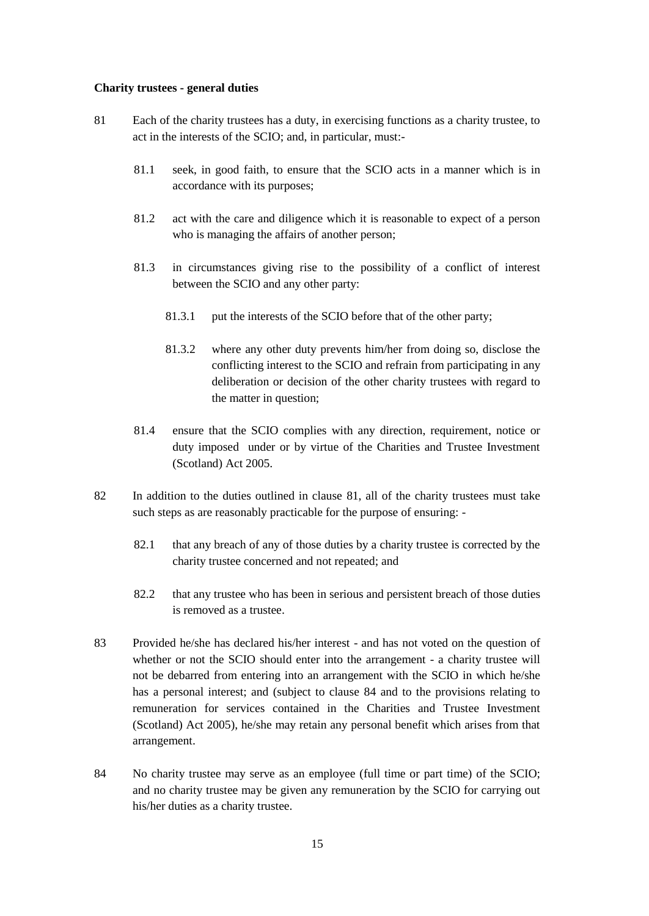**Charity trustees - general duties**

81 Each of the charity trustees has a duty, in exercising functions as a charity trustee, to act in the interests of the SCIO; and, in particular, must:-

- 81.1 seek, in good faith, to ensure that the SCIO acts in a manner which is in accordance with its purposes;

- 81.2 act with the care and diligence which it is reasonable to expect of a person who is managing the affairs of another person;

- 81.3 in circumstances giving rise to the possibility of a conflict of interest between the SCIO and any other party:

  - 81.3.1 put the interests of the SCIO before that of the other party;

  - 81.3.2 where any other duty prevents him/her from doing so, disclose the conflicting interest to the SCIO and refrain from participating in any deliberation or decision of the other charity trustees with regard to the matter in question;

- 81.4 ensure that the SCIO complies with any direction, requirement, notice or duty imposed under or by virtue of the Charities and Trustee Investment (Scotland) Act 2005.

82 In addition to the duties outlined in clause 81, all of the charity trustees must take such steps as are reasonably practicable for the purpose of ensuring: -

- 82.1 that any breach of any of those duties by a charity trustee is corrected by the charity trustee concerned and not repeated; and

- 82.2 that any trustee who has been in serious and persistent breach of those duties is removed as a trustee.

83 Provided he/she has declared his/her interest - and has not voted on the question of whether or not the SCIO should enter into the arrangement - a charity trustee will not be debarred from entering into an arrangement with the SCIO in which he/she has a personal interest; and (subject to clause 84 and to the provisions relating to remuneration for services contained in the Charities and Trustee Investment (Scotland) Act 2005), he/she may retain any personal benefit which arises from that arrangement.

84 No charity trustee may serve as an employee (full time or part time) of the SCIO; and no charity trustee may be given any remuneration by the SCIO for carrying out his/her duties as a charity trustee.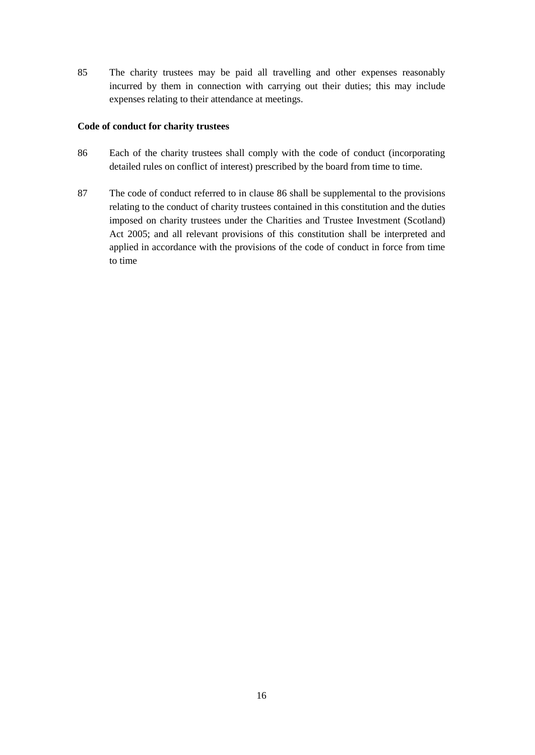85 The charity trustees may be paid all travelling and other expenses reasonably incurred by them in connection with carrying out their duties; this may include expenses relating to their attendance at meetings.

**Code of conduct for charity trustees**

86 Each of the charity trustees shall comply with the code of conduct (incorporating detailed rules on conflict of interest) prescribed by the board from time to time.

87 The code of conduct referred to in clause 86 shall be supplemental to the provisions relating to the conduct of charity trustees contained in this constitution and the duties imposed on charity trustees under the Charities and Trustee Investment (Scotland) Act 2005; and all relevant provisions of this constitution shall be interpreted and applied in accordance with the provisions of the code of conduct in force from time to time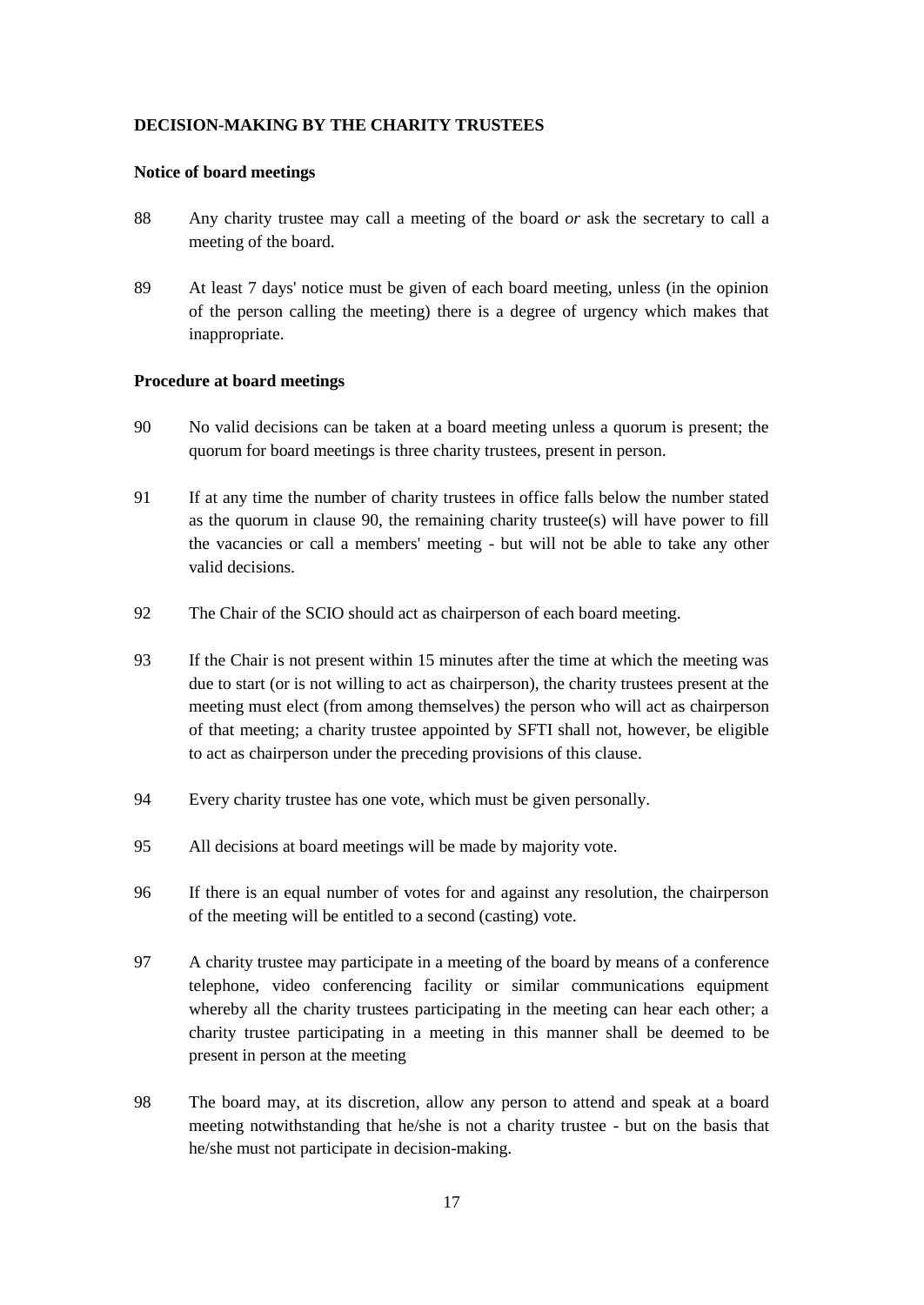**DECISION-MAKING BY THE CHARITY TRUSTEES**

**Notice of board meetings**

88 Any charity trustee may call a meeting of the board *or* ask the secretary to call a meeting of the board.

89 At least 7 days' notice must be given of each board meeting, unless (in the opinion of the person calling the meeting) there is a degree of urgency which makes that inappropriate.

**Procedure at board meetings**

90 No valid decisions can be taken at a board meeting unless a quorum is present; the quorum for board meetings is three charity trustees, present in person.

91 If at any time the number of charity trustees in office falls below the number stated as the quorum in clause 90, the remaining charity trustee(s) will have power to fill the vacancies or call a members' meeting - but will not be able to take any other valid decisions.

92 The Chair of the SCIO should act as chairperson of each board meeting.

93 If the Chair is not present within 15 minutes after the time at which the meeting was due to start (or is not willing to act as chairperson), the charity trustees present at the meeting must elect (from among themselves) the person who will act as chairperson of that meeting; a charity trustee appointed by SFTI shall not, however, be eligible to act as chairperson under the preceding provisions of this clause.

94 Every charity trustee has one vote, which must be given personally.

95 All decisions at board meetings will be made by majority vote.

96 If there is an equal number of votes for and against any resolution, the chairperson of the meeting will be entitled to a second (casting) vote.

97 A charity trustee may participate in a meeting of the board by means of a conference telephone, video conferencing facility or similar communications equipment whereby all the charity trustees participating in the meeting can hear each other; a charity trustee participating in a meeting in this manner shall be deemed to be present in person at the meeting

98 The board may, at its discretion, allow any person to attend and speak at a board meeting notwithstanding that he/she is not a charity trustee - but on the basis that he/she must not participate in decision-making.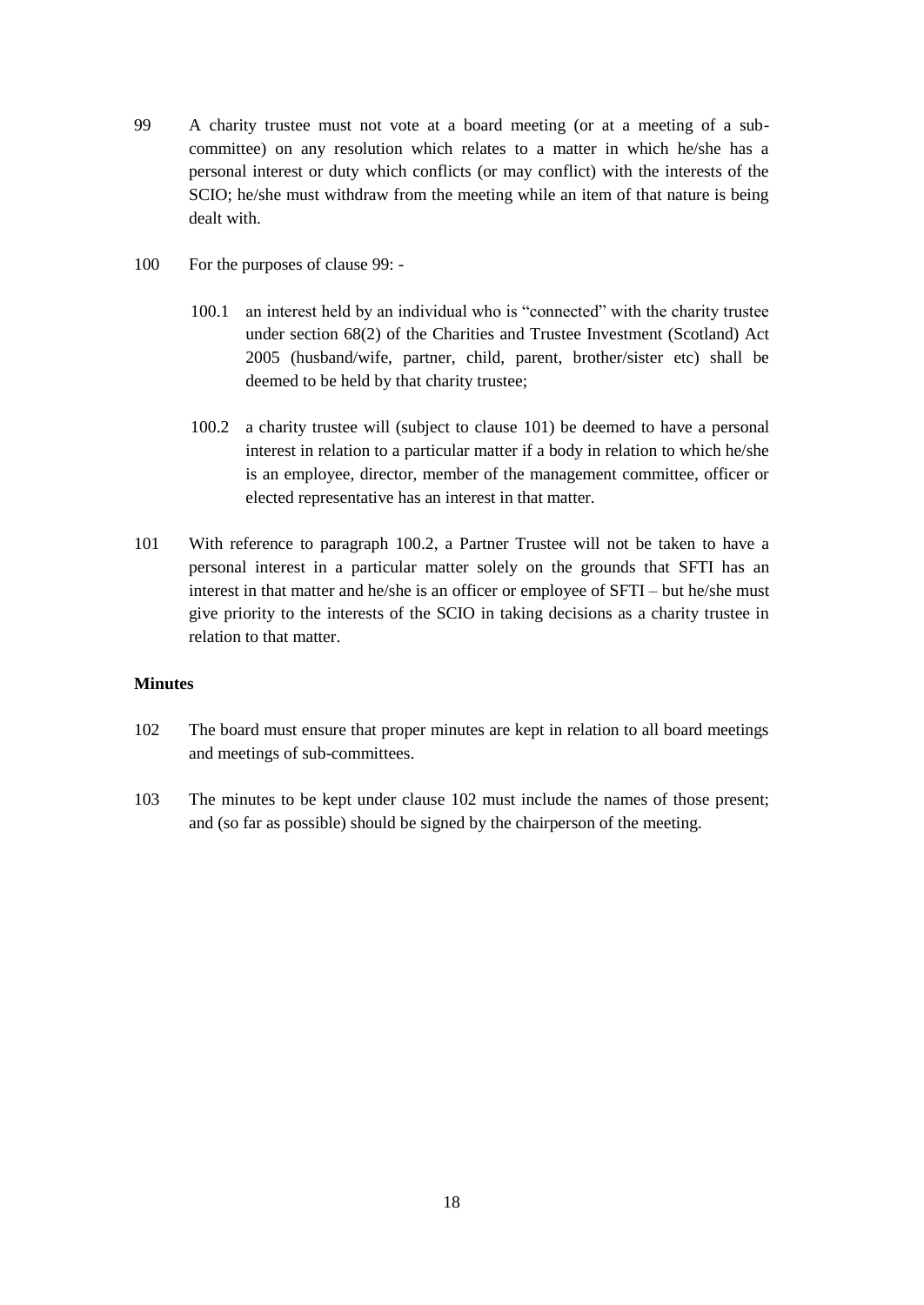99 A charity trustee must not vote at a board meeting (or at a meeting of a sub-committee) on any resolution which relates to a matter in which he/she has a personal interest or duty which conflicts (or may conflict) with the interests of the SCIO; he/she must withdraw from the meeting while an item of that nature is being dealt with.

100 For the purposes of clause 99: -

100.1 an interest held by an individual who is "connected" with the charity trustee under section 68(2) of the Charities and Trustee Investment (Scotland) Act 2005 (husband/wife, partner, child, parent, brother/sister etc) shall be deemed to be held by that charity trustee;

100.2 a charity trustee will (subject to clause 101) be deemed to have a personal interest in relation to a particular matter if a body in relation to which he/she is an employee, director, member of the management committee, officer or elected representative has an interest in that matter.

101 With reference to paragraph 100.2, a Partner Trustee will not be taken to have a personal interest in a particular matter solely on the grounds that SFTI has an interest in that matter and he/she is an officer or employee of SFTI – but he/she must give priority to the interests of the SCIO in taking decisions as a charity trustee in relation to that matter.

**Minutes**

102 The board must ensure that proper minutes are kept in relation to all board meetings and meetings of sub-committees.

103 The minutes to be kept under clause 102 must include the names of those present; and (so far as possible) should be signed by the chairperson of the meeting.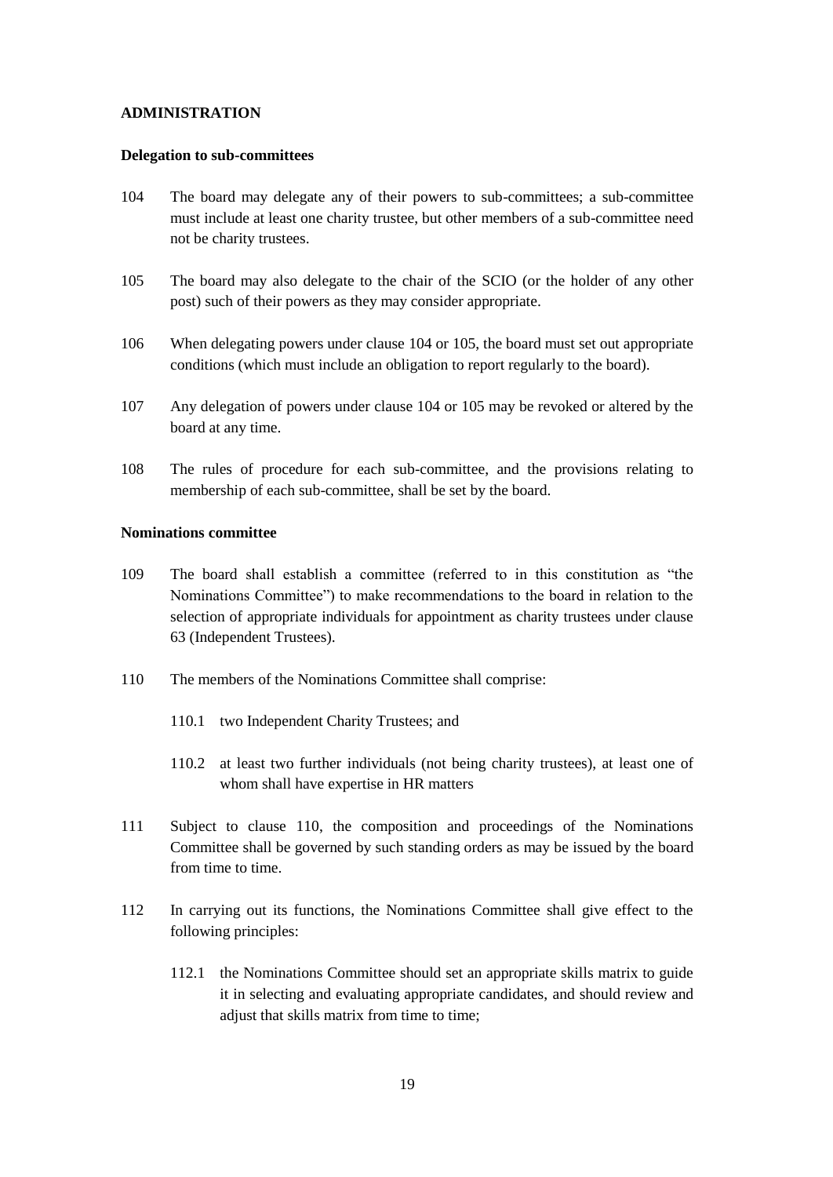## ADMINISTRATION

### Delegation to sub-committees

104 The board may delegate any of their powers to sub-committees; a sub-committee must include at least one charity trustee, but other members of a sub-committee need not be charity trustees.

105 The board may also delegate to the chair of the SCIO (or the holder of any other post) such of their powers as they may consider appropriate.

106 When delegating powers under clause 104 or 105, the board must set out appropriate conditions (which must include an obligation to report regularly to the board).

107 Any delegation of powers under clause 104 or 105 may be revoked or altered by the board at any time.

108 The rules of procedure for each sub-committee, and the provisions relating to membership of each sub-committee, shall be set by the board.

### Nominations committee

109 The board shall establish a committee (referred to in this constitution as "the Nominations Committee") to make recommendations to the board in relation to the selection of appropriate individuals for appointment as charity trustees under clause 63 (Independent Trustees).

110 The members of the Nominations Committee shall comprise:

- 110.1 two Independent Charity Trustees; and
- 110.2 at least two further individuals (not being charity trustees), at least one of whom shall have expertise in HR matters

111 Subject to clause 110, the composition and proceedings of the Nominations Committee shall be governed by such standing orders as may be issued by the board from time to time.

112 In carrying out its functions, the Nominations Committee shall give effect to the following principles:

- 112.1 the Nominations Committee should set an appropriate skills matrix to guide it in selecting and evaluating appropriate candidates, and should review and adjust that skills matrix from time to time;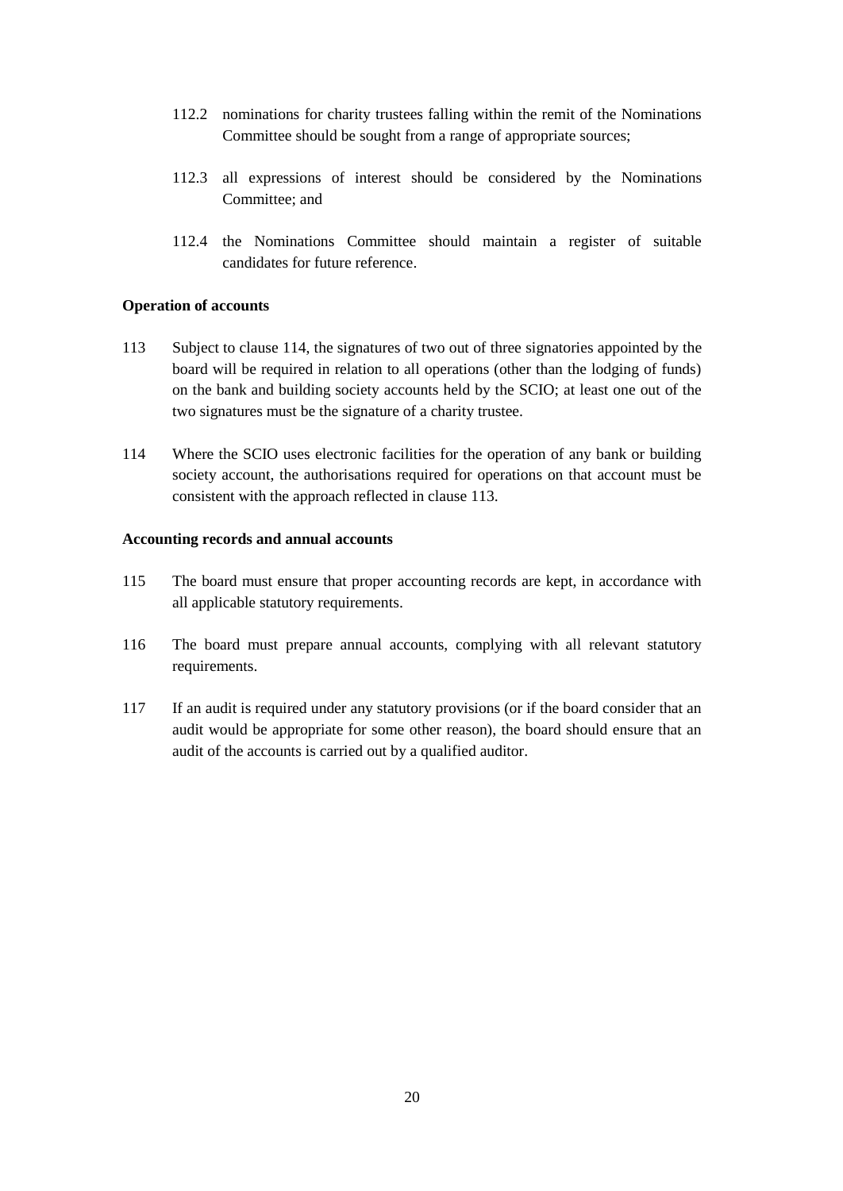112.2 nominations for charity trustees falling within the remit of the Nominations Committee should be sought from a range of appropriate sources;

112.3 all expressions of interest should be considered by the Nominations Committee; and

112.4 the Nominations Committee should maintain a register of suitable candidates for future reference.

**Operation of accounts**

113 Subject to clause 114, the signatures of two out of three signatories appointed by the board will be required in relation to all operations (other than the lodging of funds) on the bank and building society accounts held by the SCIO; at least one out of the two signatures must be the signature of a charity trustee.

114 Where the SCIO uses electronic facilities for the operation of any bank or building society account, the authorisations required for operations on that account must be consistent with the approach reflected in clause 113.

**Accounting records and annual accounts**

115 The board must ensure that proper accounting records are kept, in accordance with all applicable statutory requirements.

116 The board must prepare annual accounts, complying with all relevant statutory requirements.

117 If an audit is required under any statutory provisions (or if the board consider that an audit would be appropriate for some other reason), the board should ensure that an audit of the accounts is carried out by a qualified auditor.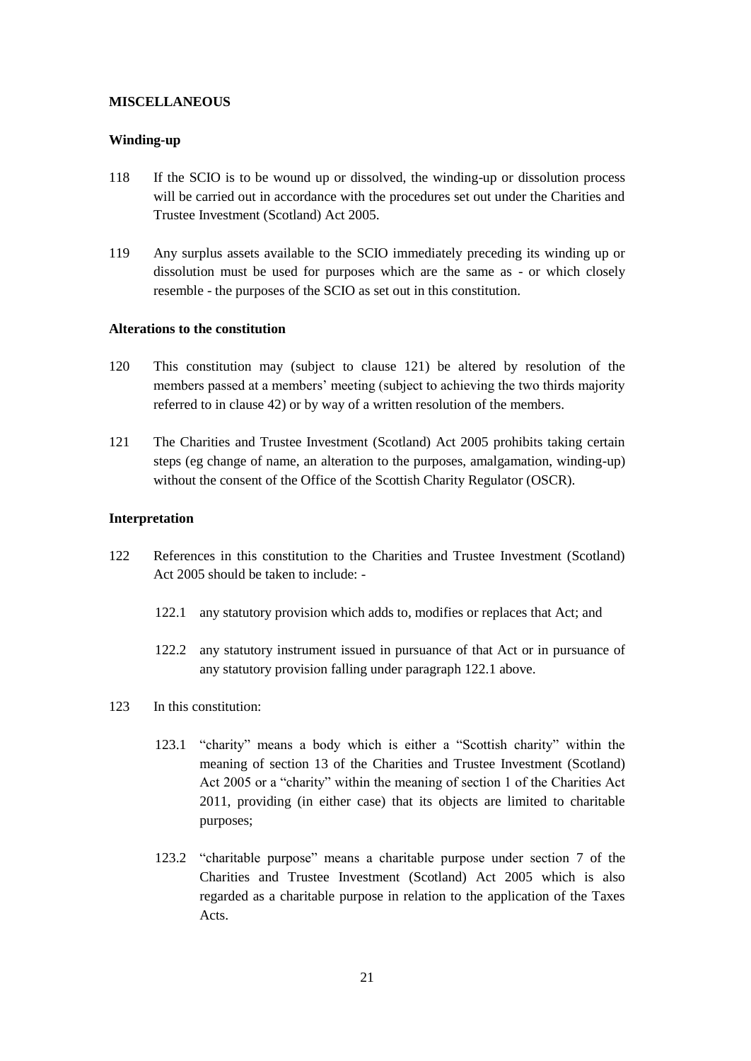## MISCELLANEOUS

### Winding-up

118 If the SCIO is to be wound up or dissolved, the winding-up or dissolution process will be carried out in accordance with the procedures set out under the Charities and Trustee Investment (Scotland) Act 2005.

119 Any surplus assets available to the SCIO immediately preceding its winding up or dissolution must be used for purposes which are the same as - or which closely resemble - the purposes of the SCIO as set out in this constitution.

### Alterations to the constitution

120 This constitution may (subject to clause 121) be altered by resolution of the members passed at a members' meeting (subject to achieving the two thirds majority referred to in clause 42) or by way of a written resolution of the members.

121 The Charities and Trustee Investment (Scotland) Act 2005 prohibits taking certain steps (eg change of name, an alteration to the purposes, amalgamation, winding-up) without the consent of the Office of the Scottish Charity Regulator (OSCR).

### Interpretation

122 References in this constitution to the Charities and Trustee Investment (Scotland) Act 2005 should be taken to include: -

122.1 any statutory provision which adds to, modifies or replaces that Act; and

122.2 any statutory instrument issued in pursuance of that Act or in pursuance of any statutory provision falling under paragraph 122.1 above.

123 In this constitution:

123.1 "charity" means a body which is either a "Scottish charity" within the meaning of section 13 of the Charities and Trustee Investment (Scotland) Act 2005 or a "charity" within the meaning of section 1 of the Charities Act 2011, providing (in either case) that its objects are limited to charitable purposes;

123.2 "charitable purpose" means a charitable purpose under section 7 of the Charities and Trustee Investment (Scotland) Act 2005 which is also regarded as a charitable purpose in relation to the application of the Taxes Acts.